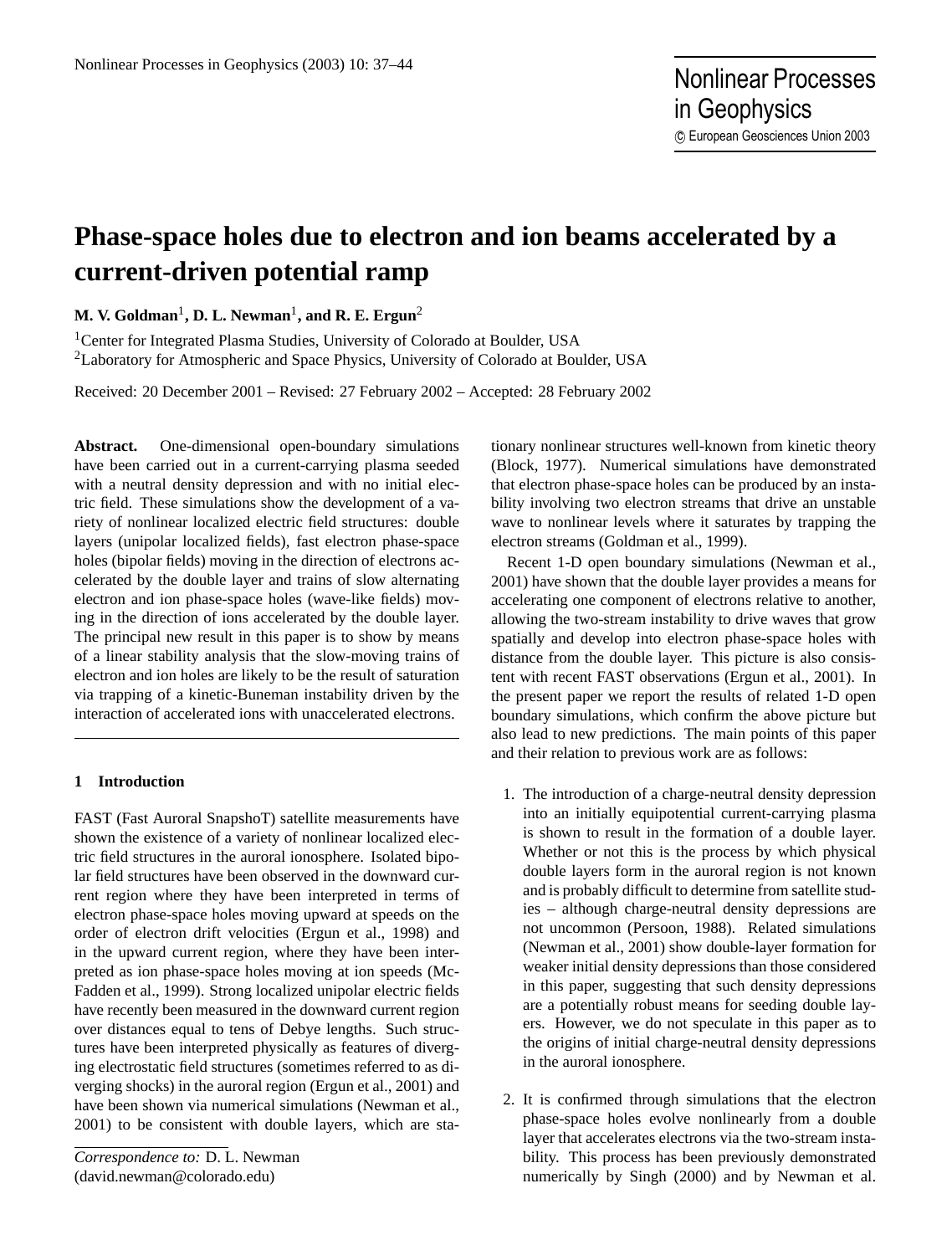# Phase-space holes due to electron and ion beams accelerated by a current-driven potential ramp

**M. V. Goldman[1], D. L. Newman[1], and R. E. Ergun[2]**

[1]Center for Integrated Plasma Studies, University of Colorado at Boulder, USA
[2]Laboratory for Atmospheric and Space Physics, University of Colorado at Boulder, USA

Received: 20 December 2001 – Revised: 27 February 2002 – Accepted: 28 February 2002

**Abstract.** One-dimensional open-boundary simulations have been carried out in a current-carrying plasma seeded with a neutral density depression and with no initial electric field. These simulations show the development of a variety of nonlinear localized electric field structures: double layers (unipolar localized fields), fast electron phase-space holes (bipolar fields) moving in the direction of electrons accelerated by the double layer and trains of slow alternating electron and ion phase-space holes (wave-like fields) moving in the direction of ions accelerated by the double layer. The principal new result in this paper is to show by means of a linear stability analysis that the slow-moving trains of electron and ion holes are likely to be the result of saturation via trapping of a kinetic-Buneman instability driven by the interaction of accelerated ions with unaccelerated electrons.

## 1 Introduction

FAST (Fast Auroral SnapshoT) satellite measurements have shown the existence of a variety of nonlinear localized electric field structures in the auroral ionosphere. Isolated bipolar field structures have been observed in the downward current region where they have been interpreted in terms of electron phase-space holes moving upward at speeds on the order of electron drift velocities (Ergun et al., 1998) and in the upward current region, where they have been interpreted as ion phase-space holes moving at ion speeds (McFadden et al., 1999). Strong localized unipolar electric fields have recently been measured in the downward current region over distances equal to tens of Debye lengths. Such structures have been interpreted physically as features of diverging electrostatic field structures (sometimes referred to as diverging shocks) in the auroral region (Ergun et al., 2001) and have been shown via numerical simulations (Newman et al., 2001) to be consistent with double layers, which are stationary nonlinear structures well-known from kinetic theory (Block, 1977). Numerical simulations have demonstrated that electron phase-space holes can be produced by an instability involving two electron streams that drive an unstable wave to nonlinear levels where it saturates by trapping the electron streams (Goldman et al., 1999).

Recent 1-D open boundary simulations (Newman et al., 2001) have shown that the double layer provides a means for accelerating one component of electrons relative to another, allowing the two-stream instability to drive waves that grow spatially and develop into electron phase-space holes with distance from the double layer. This picture is also consistent with recent FAST observations (Ergun et al., 2001). In the present paper we report the results of related 1-D open boundary simulations, which confirm the above picture but also lead to new predictions. The main points of this paper and their relation to previous work are as follows:

1. The introduction of a charge-neutral density depression into an initially equipotential current-carrying plasma is shown to result in the formation of a double layer. Whether or not this is the process by which physical double layers form in the auroral region is not known and is probably difficult to determine from satellite studies – although charge-neutral density depressions are not uncommon (Persoon, 1988). Related simulations (Newman et al., 2001) show double-layer formation for weaker initial density depressions than those considered in this paper, suggesting that such density depressions are a potentially robust means for seeding double layers. However, we do not speculate in this paper as to the origins of initial charge-neutral density depressions in the auroral ionosphere.

2. It is confirmed through simulations that the electron phase-space holes evolve nonlinearly from a double layer that accelerates electrons via the two-stream instability. This process has been previously demonstrated numerically by Singh (2000) and by Newman et al.

*Correspondence to:* D. L. Newman (david.newman@colorado.edu)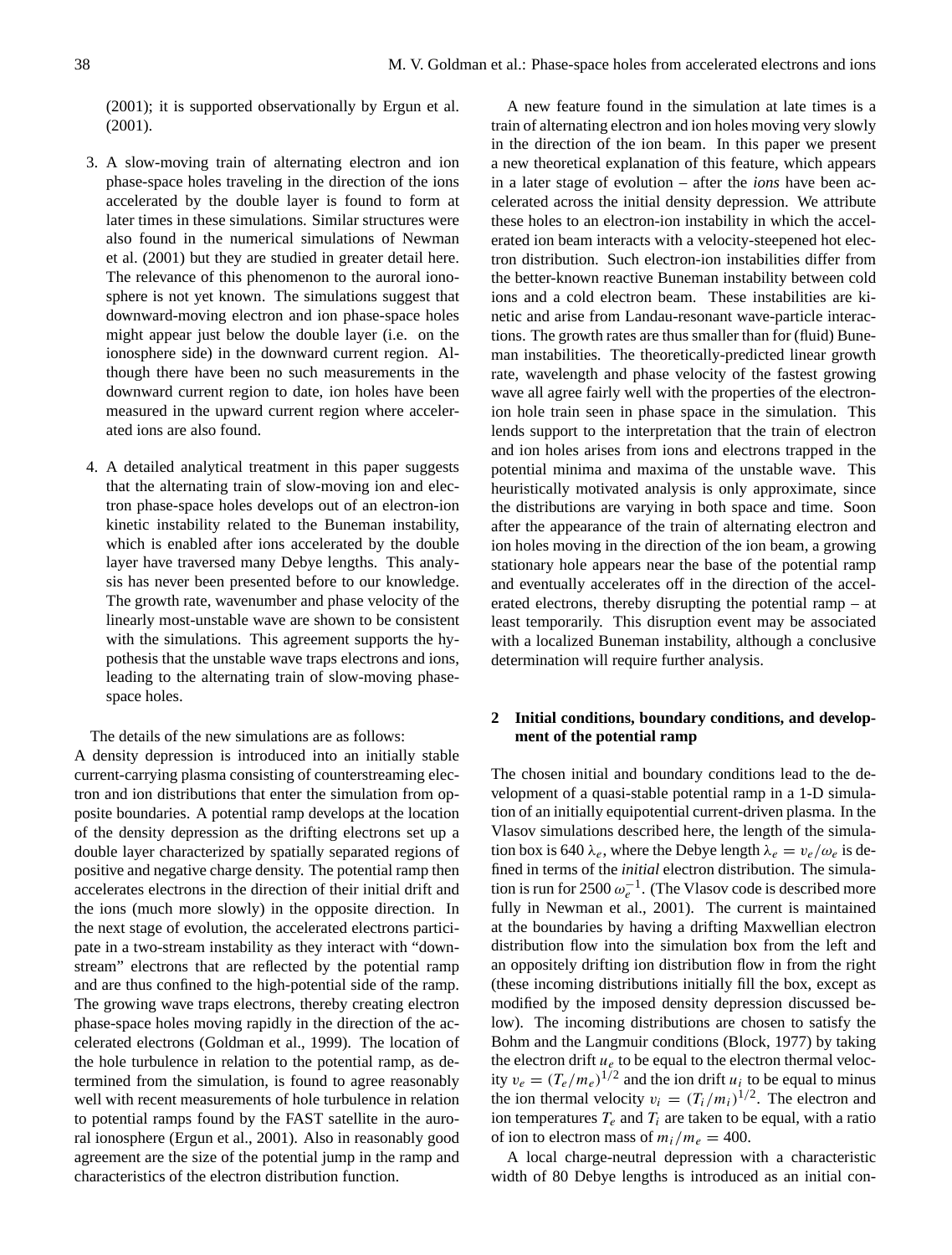(2001); it is supported observationally by Ergun et al. (2001).

3. A slow-moving train of alternating electron and ion phase-space holes traveling in the direction of the ions accelerated by the double layer is found to form at later times in these simulations. Similar structures were also found in the numerical simulations of Newman et al. (2001) but they are studied in greater detail here. The relevance of this phenomenon to the auroral ionosphere is not yet known. The simulations suggest that downward-moving electron and ion phase-space holes might appear just below the double layer (i.e. on the ionosphere side) in the downward current region. Although there have been no such measurements in the downward current region to date, ion holes have been measured in the upward current region where accelerated ions are also found.

4. A detailed analytical treatment in this paper suggests that the alternating train of slow-moving ion and electron phase-space holes develops out of an electron-ion kinetic instability related to the Buneman instability, which is enabled after ions accelerated by the double layer have traversed many Debye lengths. This analysis has never been presented before to our knowledge. The growth rate, wavenumber and phase velocity of the linearly most-unstable wave are shown to be consistent with the simulations. This agreement supports the hypothesis that the unstable wave traps electrons and ions, leading to the alternating train of slow-moving phase-space holes.

The details of the new simulations are as follows:
A density depression is introduced into an initially stable current-carrying plasma consisting of counterstreaming electron and ion distributions that enter the simulation from opposite boundaries. A potential ramp develops at the location of the density depression as the drifting electrons set up a double layer characterized by spatially separated regions of positive and negative charge density. The potential ramp then accelerates electrons in the direction of their initial drift and the ions (much more slowly) in the opposite direction. In the next stage of evolution, the accelerated electrons participate in a two-stream instability as they interact with "downstream" electrons that are reflected by the potential ramp and are thus confined to the high-potential side of the ramp. The growing wave traps electrons, thereby creating electron phase-space holes moving rapidly in the direction of the accelerated electrons (Goldman et al., 1999). The location of the hole turbulence in relation to the potential ramp, as determined from the simulation, is found to agree reasonably well with recent measurements of hole turbulence in relation to potential ramps found by the FAST satellite in the auroral ionosphere (Ergun et al., 2001). Also in reasonably good agreement are the size of the potential jump in the ramp and characteristics of the electron distribution function.

A new feature found in the simulation at late times is a train of alternating electron and ion holes moving very slowly in the direction of the ion beam. In this paper we present a new theoretical explanation of this feature, which appears in a later stage of evolution – after the *ions* have been accelerated across the initial density depression. We attribute these holes to an electron-ion instability in which the accelerated ion beam interacts with a velocity-steepened hot electron distribution. Such electron-ion instabilities differ from the better-known reactive Buneman instability between cold ions and a cold electron beam. These instabilities are kinetic and arise from Landau-resonant wave-particle interactions. The growth rates are thus smaller than for (fluid) Buneman instabilities. The theoretically-predicted linear growth rate, wavelength and phase velocity of the fastest growing wave all agree fairly well with the properties of the electron-ion hole train seen in phase space in the simulation. This lends support to the interpretation that the train of electron and ion holes arises from ions and electrons trapped in the potential minima and maxima of the unstable wave. This heuristically motivated analysis is only approximate, since the distributions are varying in both space and time. Soon after the appearance of the train of alternating electron and ion holes moving in the direction of the ion beam, a growing stationary hole appears near the base of the potential ramp and eventually accelerates off in the direction of the accelerated electrons, thereby disrupting the potential ramp – at least temporarily. This disruption event may be associated with a localized Buneman instability, although a conclusive determination will require further analysis.

## 2 Initial conditions, boundary conditions, and development of the potential ramp

The chosen initial and boundary conditions lead to the development of a quasi-stable potential ramp in a 1-D simulation of an initially equipotential current-driven plasma. In the Vlasov simulations described here, the length of the simulation box is 640 $\lambda_e$, where the Debye length $\lambda_e = v_e/\omega_e$ is defined in terms of the *initial* electron distribution. The simulation is run for 2500 $\omega_e^{-1}$. (The Vlasov code is described more fully in Newman et al., 2001). The current is maintained at the boundaries by having a drifting Maxwellian electron distribution flow into the simulation box from the left and an oppositely drifting ion distribution flow in from the right (these incoming distributions initially fill the box, except as modified by the imposed density depression discussed below). The incoming distributions are chosen to satisfy the Bohm and the Langmuir conditions (Block, 1977) by taking the electron drift $u_e$ to be equal to the electron thermal velocity $v_e = (T_e/m_e)^{1/2}$ and the ion drift $u_i$ to be equal to minus the ion thermal velocity $v_i = (T_i/m_i)^{1/2}$. The electron and ion temperatures $T_e$ and $T_i$ are taken to be equal, with a ratio of ion to electron mass of $m_i/m_e = 400$.

A local charge-neutral depression with a characteristic width of 80 Debye lengths is introduced as an initial con-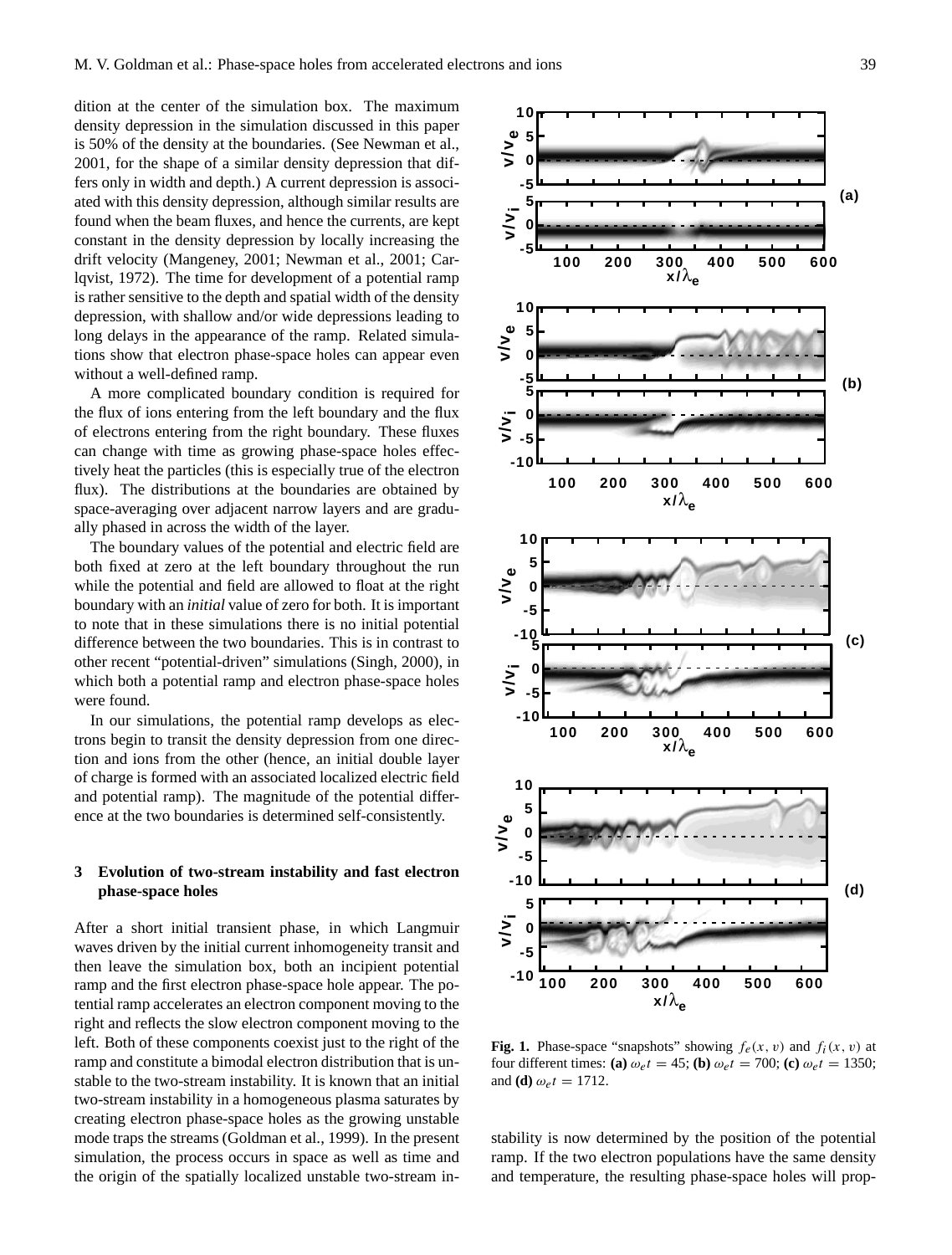dition at the center of the simulation box. The maximum density depression in the simulation discussed in this paper is 50% of the density at the boundaries. (See Newman et al., 2001, for the shape of a similar density depression that differs only in width and depth.) A current depression is associated with this density depression, although similar results are found when the beam fluxes, and hence the currents, are kept constant in the density depression by locally increasing the drift velocity (Mangeney, 2001; Newman et al., 2001; Carlqvist, 1972). The time for development of a potential ramp is rather sensitive to the depth and spatial width of the density depression, with shallow and/or wide depressions leading to long delays in the appearance of the ramp. Related simulations show that electron phase-space holes can appear even without a well-defined ramp.

A more complicated boundary condition is required for the flux of ions entering from the left boundary and the flux of electrons entering from the right boundary. These fluxes can change with time as growing phase-space holes effectively heat the particles (this is especially true of the electron flux). The distributions at the boundaries are obtained by space-averaging over adjacent narrow layers and are gradually phased in across the width of the layer.

The boundary values of the potential and electric field are both fixed at zero at the left boundary throughout the run while the potential and field are allowed to float at the right boundary with an *initial* value of zero for both. It is important to note that in these simulations there is no initial potential difference between the two boundaries. This is in contrast to other recent "potential-driven" simulations (Singh, 2000), in which both a potential ramp and electron phase-space holes were found.

In our simulations, the potential ramp develops as electrons begin to transit the density depression from one direction and ions from the other (hence, an initial double layer of charge is formed with an associated localized electric field and potential ramp). The magnitude of the potential difference at the two boundaries is determined self-consistently.

## 3 Evolution of two-stream instability and fast electron phase-space holes

After a short initial transient phase, in which Langmuir waves driven by the initial current inhomogeneity transit and then leave the simulation box, both an incipient potential ramp and the first electron phase-space hole appear. The potential ramp accelerates an electron component moving to the right and reflects the slow electron component moving to the left. Both of these components coexist just to the right of the ramp and constitute a bimodal electron distribution that is unstable to the two-stream instability. It is known that an initial two-stream instability in a homogeneous plasma saturates by creating electron phase-space holes as the growing unstable mode traps the streams (Goldman et al., 1999). In the present simulation, the process occurs in space as well as time and the origin of the spatially localized unstable two-stream instability is now determined by the position of the potential ramp. If the two electron populations have the same density and temperature, the resulting phase-space holes will prop-

**Fig. 1.** Phase-space "snapshots" showing $f_e(x, v)$ and $f_i(x, v)$ at four different times: **(a)** $\omega_e t = 45$; **(b)** $\omega_e t = 700$; **(c)** $\omega_e t = 1350$; and **(d)** $\omega_e t = 1712$.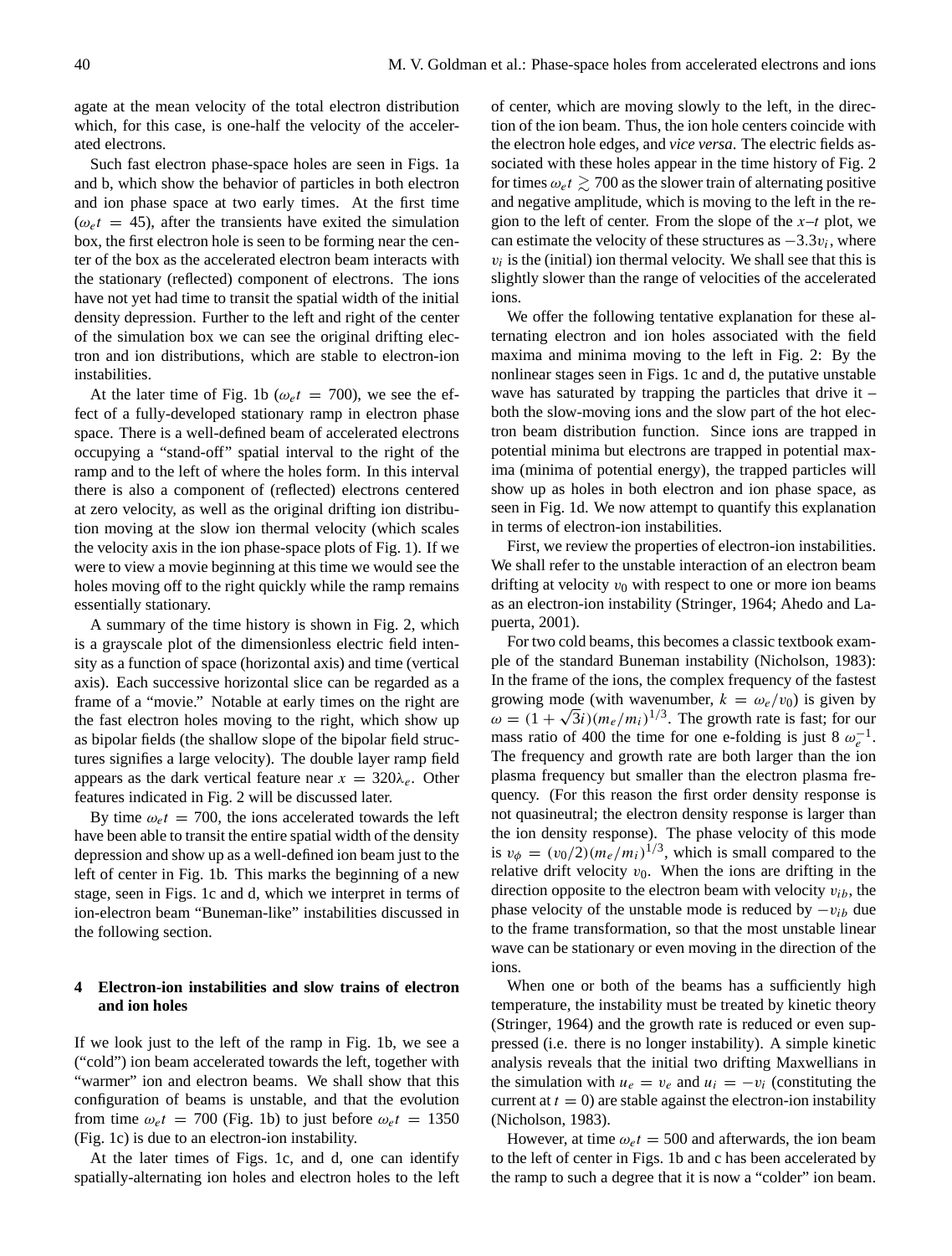agate at the mean velocity of the total electron distribution which, for this case, is one-half the velocity of the accelerated electrons.

Such fast electron phase-space holes are seen in Figs. 1a and b, which show the behavior of particles in both electron and ion phase space at two early times. At the first time ($\omega_e t = 45$), after the transients have exited the simulation box, the first electron hole is seen to be forming near the center of the box as the accelerated electron beam interacts with the stationary (reflected) component of electrons. The ions have not yet had time to transit the spatial width of the initial density depression. Further to the left and right of the center of the simulation box we can see the original drifting electron and ion distributions, which are stable to electron-ion instabilities.

At the later time of Fig. 1b ($\omega_e t = 700$), we see the effect of a fully-developed stationary ramp in electron phase space. There is a well-defined beam of accelerated electrons occupying a "stand-off" spatial interval to the right of the ramp and to the left of where the holes form. In this interval there is also a component of (reflected) electrons centered at zero velocity, as well as the original drifting ion distribution moving at the slow ion thermal velocity (which scales the velocity axis in the ion phase-space plots of Fig. 1). If we were to view a movie beginning at this time we would see the holes moving off to the right quickly while the ramp remains essentially stationary.

A summary of the time history is shown in Fig. 2, which is a grayscale plot of the dimensionless electric field intensity as a function of space (horizontal axis) and time (vertical axis). Each successive horizontal slice can be regarded as a frame of a "movie." Notable at early times on the right are the fast electron holes moving to the right, which show up as bipolar fields (the shallow slope of the bipolar field structures signifies a large velocity). The double layer ramp field appears as the dark vertical feature near $x = 320\lambda_e$. Other features indicated in Fig. 2 will be discussed later.

By time $\omega_e t = 700$, the ions accelerated towards the left have been able to transit the entire spatial width of the density depression and show up as a well-defined ion beam just to the left of center in Fig. 1b. This marks the beginning of a new stage, seen in Figs. 1c and d, which we interpret in terms of ion-electron beam "Buneman-like" instabilities discussed in the following section.

## 4 Electron-ion instabilities and slow trains of electron and ion holes

If we look just to the left of the ramp in Fig. 1b, we see a ("cold") ion beam accelerated towards the left, together with "warmer" ion and electron beams. We shall show that this configuration of beams is unstable, and that the evolution from time $\omega_e t = 700$ (Fig. 1b) to just before $\omega_e t = 1350$ (Fig. 1c) is due to an electron-ion instability.

At the later times of Figs. 1c, and d, one can identify spatially-alternating ion holes and electron holes to the left of center, which are moving slowly to the left, in the direction of the ion beam. Thus, the ion hole centers coincide with the electron hole edges, and *vice versa*. The electric fields associated with these holes appear in the time history of Fig. 2 for times $\omega_e t \gtrsim 700$ as the slower train of alternating positive and negative amplitude, which is moving to the left in the region to the left of center. From the slope of the $x$–$t$ plot, we can estimate the velocity of these structures as $-3.3v_i$, where $v_i$ is the (initial) ion thermal velocity. We shall see that this is slightly slower than the range of velocities of the accelerated ions.

We offer the following tentative explanation for these alternating electron and ion holes associated with the field maxima and minima moving to the left in Fig. 2: By the nonlinear stages seen in Figs. 1c and d, the putative unstable wave has saturated by trapping the particles that drive it – both the slow-moving ions and the slow part of the hot electron beam distribution function. Since ions are trapped in potential minima but electrons are trapped in potential maxima (minima of potential energy), the trapped particles will show up as holes in both electron and ion phase space, as seen in Fig. 1d. We now attempt to quantify this explanation in terms of electron-ion instabilities.

First, we review the properties of electron-ion instabilities. We shall refer to the unstable interaction of an electron beam drifting at velocity $v_0$ with respect to one or more ion beams as an electron-ion instability (Stringer, 1964; Ahedo and Lapuerta, 2001).

For two cold beams, this becomes a classic textbook example of the standard Buneman instability (Nicholson, 1983): In the frame of the ions, the complex frequency of the fastest growing mode (with wavenumber, $k = \omega_e/v_0$) is given by $\omega = (1 + \sqrt{3}i)(m_e/m_i)^{1/3}$. The growth rate is fast; for our mass ratio of 400 the time for one e-folding is just 8 $\omega_e^{-1}$. The frequency and growth rate are both larger than the ion plasma frequency but smaller than the electron plasma frequency. (For this reason the first order density response is not quasineutral; the electron density response is larger than the ion density response). The phase velocity of this mode is $v_\phi = (v_0/2)(m_e/m_i)^{1/3}$, which is small compared to the relative drift velocity $v_0$. When the ions are drifting in the direction opposite to the electron beam with velocity $v_{ib}$, the phase velocity of the unstable mode is reduced by $-v_{ib}$ due to the frame transformation, so that the most unstable linear wave can be stationary or even moving in the direction of the ions.

When one or both of the beams has a sufficiently high temperature, the instability must be treated by kinetic theory (Stringer, 1964) and the growth rate is reduced or even suppressed (i.e. there is no longer instability). A simple kinetic analysis reveals that the initial two drifting Maxwellians in the simulation with $u_e = v_e$ and $u_i = -v_i$ (constituting the current at $t = 0$) are stable against the electron-ion instability (Nicholson, 1983).

However, at time $\omega_e t = 500$ and afterwards, the ion beam to the left of center in Figs. 1b and c has been accelerated by the ramp to such a degree that it is now a "colder" ion beam.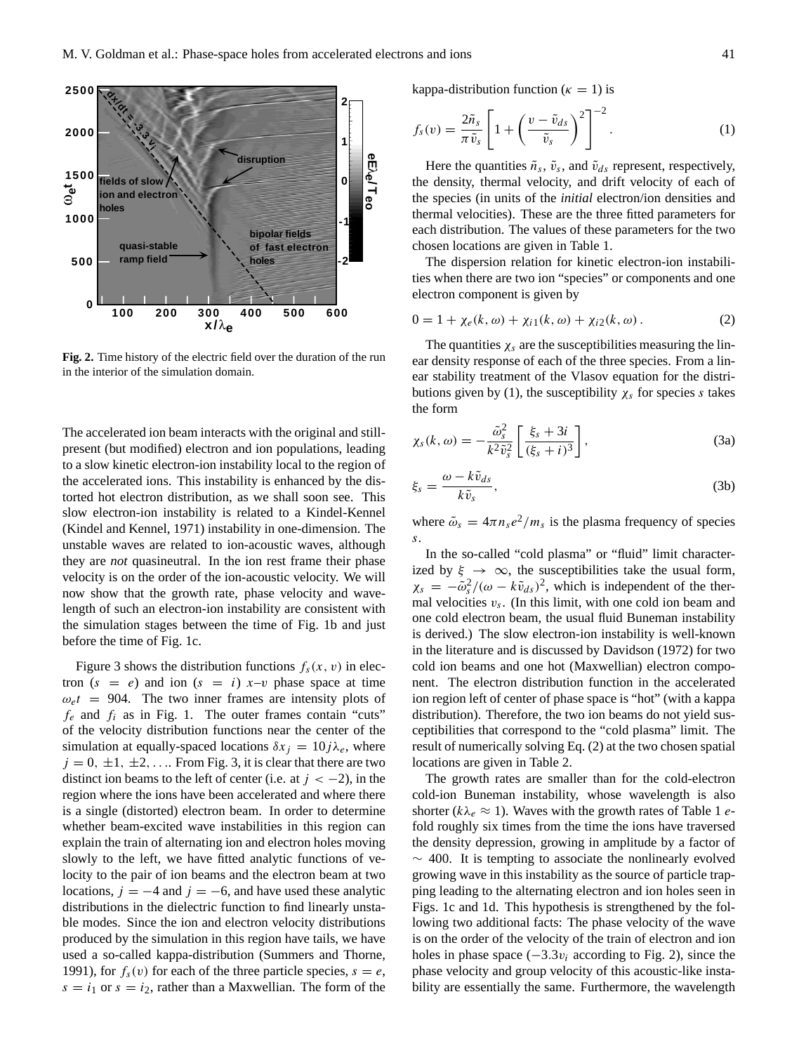Fig. 2. Time history of the electric field over the duration of the run in the interior of the simulation domain.

The accelerated ion beam interacts with the original and still-present (but modified) electron and ion populations, leading to a slow kinetic electron-ion instability local to the region of the accelerated ions. This instability is enhanced by the distorted hot electron distribution, as we shall soon see. This slow electron-ion instability is related to a Kindel-Kennel (Kindel and Kennel, 1971) instability in one-dimension. The unstable waves are related to ion-acoustic waves, although they are *not* quasineutral. In the ion rest frame their phase velocity is on the order of the ion-acoustic velocity. We will now show that the growth rate, phase velocity and wavelength of such an electron-ion instability are consistent with the simulation stages between the time of Fig. 1b and just before the time of Fig. 1c.

Figure 3 shows the distribution functions $f_s(x, v)$ in electron ($s = e$) and ion ($s = i$) $x$–$v$ phase space at time $\omega_e t = 904$. The two inner frames are intensity plots of $f_e$ and $f_i$ as in Fig. 1. The outer frames contain "cuts" of the velocity distribution functions near the center of the simulation at equally-spaced locations $\delta x_j = 10 j \lambda_e$, where $j = 0, \pm 1, \pm 2, \ldots$. From Fig. 3, it is clear that there are two distinct ion beams to the left of center (i.e. at $j < -2$), in the region where the ions have been accelerated and where there is a single (distorted) electron beam. In order to determine whether beam-excited wave instabilities in this region can explain the train of alternating ion and electron holes moving slowly to the left, we have fitted analytic functions of velocity to the pair of ion beams and the electron beam at two locations, $j = -4$ and $j = -6$, and have used these analytic distributions in the dielectric function to find linearly unstable modes. Since the ion and electron velocity distributions produced by the simulation in this region have tails, we have used a so-called kappa-distribution (Summers and Thorne, 1991), for $f_s(v)$ for each of the three particle species, $s = e$, $s = i_1$ or $s = i_2$, rather than a Maxwellian. The form of the kappa-distribution function ($\kappa = 1$) is

$$f_s(v) = \frac{2\tilde{n}_s}{\pi \tilde{v}_s} \left[ 1 + \left( \frac{v - \tilde{v}_{ds}}{\tilde{v}_s} \right)^2 \right]^{-2}. \tag{1}$$

Here the quantities $\tilde{n}_s$, $\tilde{v}_s$, and $\tilde{v}_{ds}$ represent, respectively, the density, thermal velocity, and drift velocity of each of the species (in units of the *initial* electron/ion densities and thermal velocities). These are the three fitted parameters for each distribution. The values of these parameters for the two chosen locations are given in Table 1.

The dispersion relation for kinetic electron-ion instabilities when there are two ion "species" or components and one electron component is given by

$$0 = 1 + \chi_e(k, \omega) + \chi_{i1}(k, \omega) + \chi_{i2}(k, \omega). \tag{2}$$

The quantities $\chi_s$ are the susceptibilities measuring the linear density response of each of the three species. From a linear stability treatment of the Vlasov equation for the distributions given by (1), the susceptibility $\chi_s$ for species $s$ takes the form

$$\chi_s(k, \omega) = -\frac{\tilde{\omega}_s^2}{k^2 \tilde{v}_s^2} \left[ \frac{\xi_s + 3i}{(\xi_s + i)^3} \right], \tag{3a}$$

$$\xi_s = \frac{\omega - k\tilde{v}_{ds}}{k\tilde{v}_s}, \tag{3b}$$

where $\tilde{\omega}_s = 4\pi n_s e^2 / m_s$ is the plasma frequency of species $s$.

In the so-called "cold plasma" or "fluid" limit characterized by $\xi \to \infty$, the susceptibilities take the usual form, $\chi_s = -\tilde{\omega}_s^2 / (\omega - k\tilde{v}_{ds})^2$, which is independent of the thermal velocities $v_s$. (In this limit, with one cold ion beam and one cold electron beam, the usual fluid Buneman instability is derived.) The slow electron-ion instability is well-known in the literature and is discussed by Davidson (1972) for two cold ion beams and one hot (Maxwellian) electron component. The electron distribution function in the accelerated ion region left of center of phase space is "hot" (with a kappa distribution). Therefore, the two ion beams do not yield susceptibilities that correspond to the "cold plasma" limit. The result of numerically solving Eq. (2) at the two chosen spatial locations are given in Table 2.

The growth rates are smaller than for the cold-electron cold-ion Buneman instability, whose wavelength is also shorter ($k\lambda_e \approx 1$). Waves with the growth rates of Table 1 $e$-fold roughly six times from the time the ions have traversed the density depression, growing in amplitude by a factor of $\sim 400$. It is tempting to associate the nonlinearly evolved growing wave in this instability as the source of particle trapping leading to the alternating electron and ion holes seen in Figs. 1c and 1d. This hypothesis is strengthened by the following two additional facts: The phase velocity of the wave is on the order of the velocity of the train of electron and ion holes in phase space ($-3.3 v_i$ according to Fig. 2), since the phase velocity and group velocity of this acoustic-like instability are essentially the same. Furthermore, the wavelength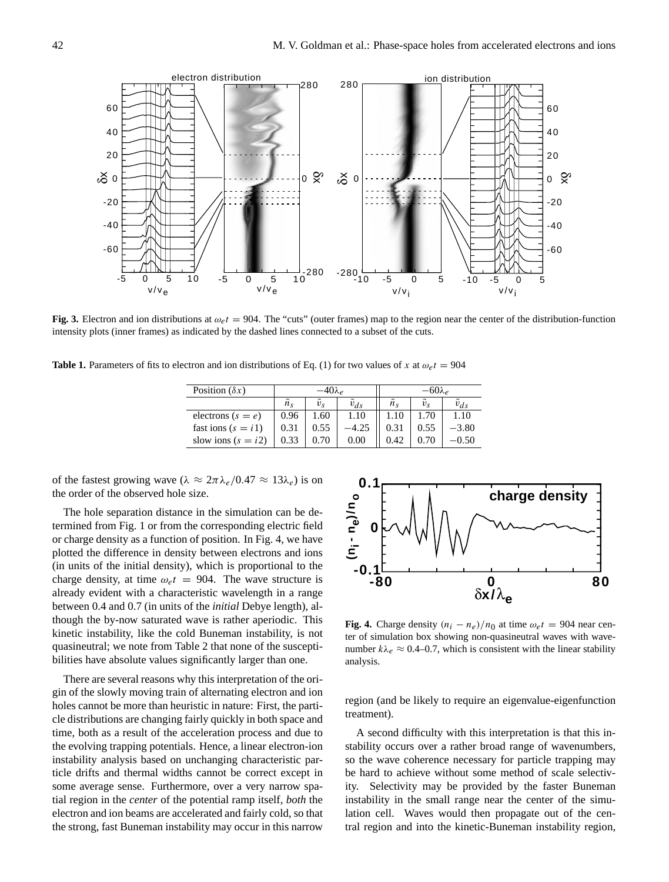**Fig. 3.** Electron and ion distributions at $\omega_e t = 904$. The "cuts" (outer frames) map to the region near the center of the distribution-function intensity plots (inner frames) as indicated by the dashed lines connected to a subset of the cuts.

**Table 1.** Parameters of fits to electron and ion distributions of Eq. (1) for two values of $x$ at $\omega_e t = 904$

| Position ($\delta x$) | $-40\lambda_e$ | | | $-60\lambda_e$ | | |
|---|---|---|---|---|---|---|
| | $\tilde{n}_s$ | $\tilde{v}_s$ | $\tilde{v}_{ds}$ | $\tilde{n}_s$ | $\tilde{v}_s$ | $\tilde{v}_{ds}$ |
| electrons ($s = e$) | 0.96 | 1.60 | 1.10 | 1.10 | 1.70 | 1.10 |
| fast ions ($s = i1$) | 0.31 | 0.55 | $-4.25$ | 0.31 | 0.55 | $-3.80$ |
| slow ions ($s = i2$) | 0.33 | 0.70 | 0.00 | 0.42 | 0.70 | $-0.50$ |

of the fastest growing wave ($\lambda \approx 2\pi\lambda_e/0.47 \approx 13\lambda_e$) is on the order of the observed hole size.

The hole separation distance in the simulation can be determined from Fig. 1 or from the corresponding electric field or charge density as a function of position. In Fig. 4, we have plotted the difference in density between electrons and ions (in units of the initial density), which is proportional to the charge density, at time $\omega_e t = 904$. The wave structure is already evident with a characteristic wavelength in a range between 0.4 and 0.7 (in units of the *initial* Debye length), although the by-now saturated wave is rather aperiodic. This kinetic instability, like the cold Buneman instability, is not quasineutral; we note from Table 2 that none of the susceptibilities have absolute values significantly larger than one.

There are several reasons why this interpretation of the origin of the slowly moving train of alternating electron and ion holes cannot be more than heuristic in nature: First, the particle distributions are changing fairly quickly in both space and time, both as a result of the acceleration process and due to the evolving trapping potentials. Hence, a linear electron-ion instability analysis based on unchanging characteristic particle drifts and thermal widths cannot be correct except in some average sense. Furthermore, over a very narrow spatial region in the *center* of the potential ramp itself, *both* the electron and ion beams are accelerated and fairly cold, so that the strong, fast Buneman instability may occur in this narrow region (and be likely to require an eigenvalue-eigenfunction treatment).

**Fig. 4.** Charge density $(n_i - n_e)/n_0$ at time $\omega_e t = 904$ near center of simulation box showing non-quasineutral waves with wavenumber $k\lambda_e \approx 0.4$–$0.7$, which is consistent with the linear stability analysis.

A second difficulty with this interpretation is that this instability occurs over a rather broad range of wavenumbers, so the wave coherence necessary for particle trapping may be hard to achieve without some method of scale selectivity. Selectivity may be provided by the faster Buneman instability in the small range near the center of the simulation cell. Waves would then propagate out of the central region and into the kinetic-Buneman instability region,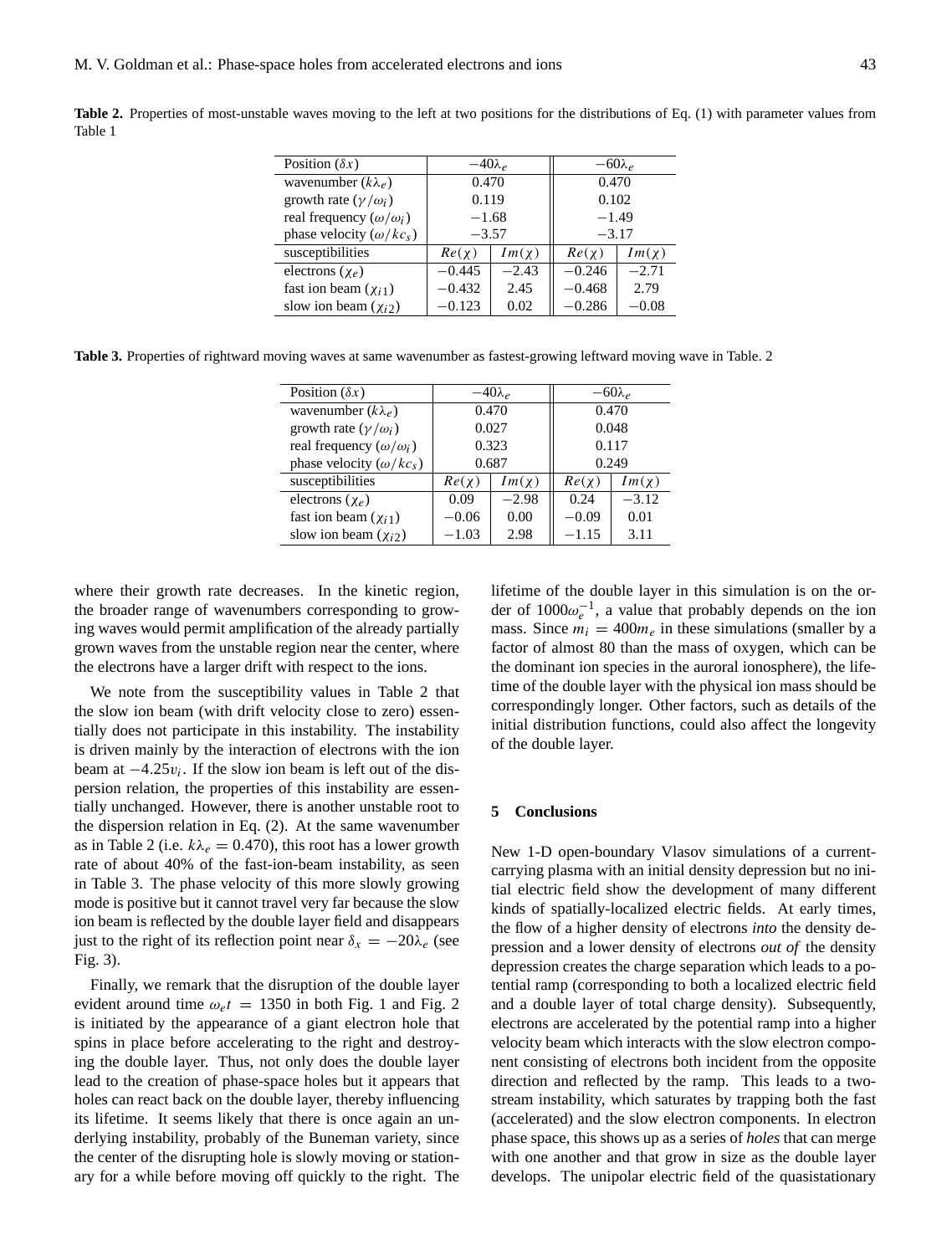**Table 2.** Properties of most-unstable waves moving to the left at two positions for the distributions of Eq. (1) with parameter values from Table 1

| Position ($\delta x$) | $-40\lambda_e$ | | $-60\lambda_e$ | |
|---|---|---|---|---|
| wavenumber ($k\lambda_e$) | 0.470 | | 0.470 | |
| growth rate ($\gamma/\omega_i$) | 0.119 | | 0.102 | |
| real frequency ($\omega/\omega_i$) | $-1.68$ | | $-1.49$ | |
| phase velocity ($\omega/kc_s$) | $-3.57$ | | $-3.17$ | |
| susceptibilities | $Re(\chi)$ | $Im(\chi)$ | $Re(\chi)$ | $Im(\chi)$ |
| electrons ($\chi_e$) | $-0.445$ | $-2.43$ | $-0.246$ | $-2.71$ |
| fast ion beam ($\chi_{i1}$) | $-0.432$ | 2.45 | $-0.468$ | 2.79 |
| slow ion beam ($\chi_{i2}$) | $-0.123$ | 0.02 | $-0.286$ | $-0.08$ |

**Table 3.** Properties of rightward moving waves at same wavenumber as fastest-growing leftward moving wave in Table. 2

| Position ($\delta x$) | $-40\lambda_e$ | | $-60\lambda_e$ | |
|---|---|---|---|---|
| wavenumber ($k\lambda_e$) | 0.470 | | 0.470 | |
| growth rate ($\gamma/\omega_i$) | 0.027 | | 0.048 | |
| real frequency ($\omega/\omega_i$) | 0.323 | | 0.117 | |
| phase velocity ($\omega/kc_s$) | 0.687 | | 0.249 | |
| susceptibilities | $Re(\chi)$ | $Im(\chi)$ | $Re(\chi)$ | $Im(\chi)$ |
| electrons ($\chi_e$) | 0.09 | $-2.98$ | 0.24 | $-3.12$ |
| fast ion beam ($\chi_{i1}$) | $-0.06$ | 0.00 | $-0.09$ | 0.01 |
| slow ion beam ($\chi_{i2}$) | $-1.03$ | 2.98 | $-1.15$ | 3.11 |

where their growth rate decreases. In the kinetic region, the broader range of wavenumbers corresponding to growing waves would permit amplification of the already partially grown waves from the unstable region near the center, where the electrons have a larger drift with respect to the ions.

We note from the susceptibility values in Table 2 that the slow ion beam (with drift velocity close to zero) essentially does not participate in this instability. The instability is driven mainly by the interaction of electrons with the ion beam at $-4.25v_i$. If the slow ion beam is left out of the dispersion relation, the properties of this instability are essentially unchanged. However, there is another unstable root to the dispersion relation in Eq. (2). At the same wavenumber as in Table 2 (i.e. $k\lambda_e = 0.470$), this root has a lower growth rate of about 40% of the fast-ion-beam instability, as seen in Table 3. The phase velocity of this more slowly growing mode is positive but it cannot travel very far because the slow ion beam is reflected by the double layer field and disappears just to the right of its reflection point near $\delta_x = -20\lambda_e$ (see Fig. 3).

Finally, we remark that the disruption of the double layer evident around time $\omega_e t = 1350$ in both Fig. 1 and Fig. 2 is initiated by the appearance of a giant electron hole that spins in place before accelerating to the right and destroying the double layer. Thus, not only does the double layer lead to the creation of phase-space holes but it appears that holes can react back on the double layer, thereby influencing its lifetime. It seems likely that there is once again an underlying instability, probably of the Buneman variety, since the center of the disrupting hole is slowly moving or stationary for a while before moving off quickly to the right. The lifetime of the double layer in this simulation is on the order of $1000\omega_e^{-1}$, a value that probably depends on the ion mass. Since $m_i = 400m_e$ in these simulations (smaller by a factor of almost 80 than the mass of oxygen, which can be the dominant ion species in the auroral ionosphere), the lifetime of the double layer with the physical ion mass should be correspondingly longer. Other factors, such as details of the initial distribution functions, could also affect the longevity of the double layer.

## 5 Conclusions

New 1-D open-boundary Vlasov simulations of a current-carrying plasma with an initial density depression but no initial electric field show the development of many different kinds of spatially-localized electric fields. At early times, the flow of a higher density of electrons *into* the density depression and a lower density of electrons *out of* the density depression creates the charge separation which leads to a potential ramp (corresponding to both a localized electric field and a double layer of total charge density). Subsequently, electrons are accelerated by the potential ramp into a higher velocity beam which interacts with the slow electron component consisting of electrons both incident from the opposite direction and reflected by the ramp. This leads to a two-stream instability, which saturates by trapping both the fast (accelerated) and the slow electron components. In electron phase space, this shows up as a series of *holes* that can merge with one another and that grow in size as the double layer develops. The unipolar electric field of the quasistationary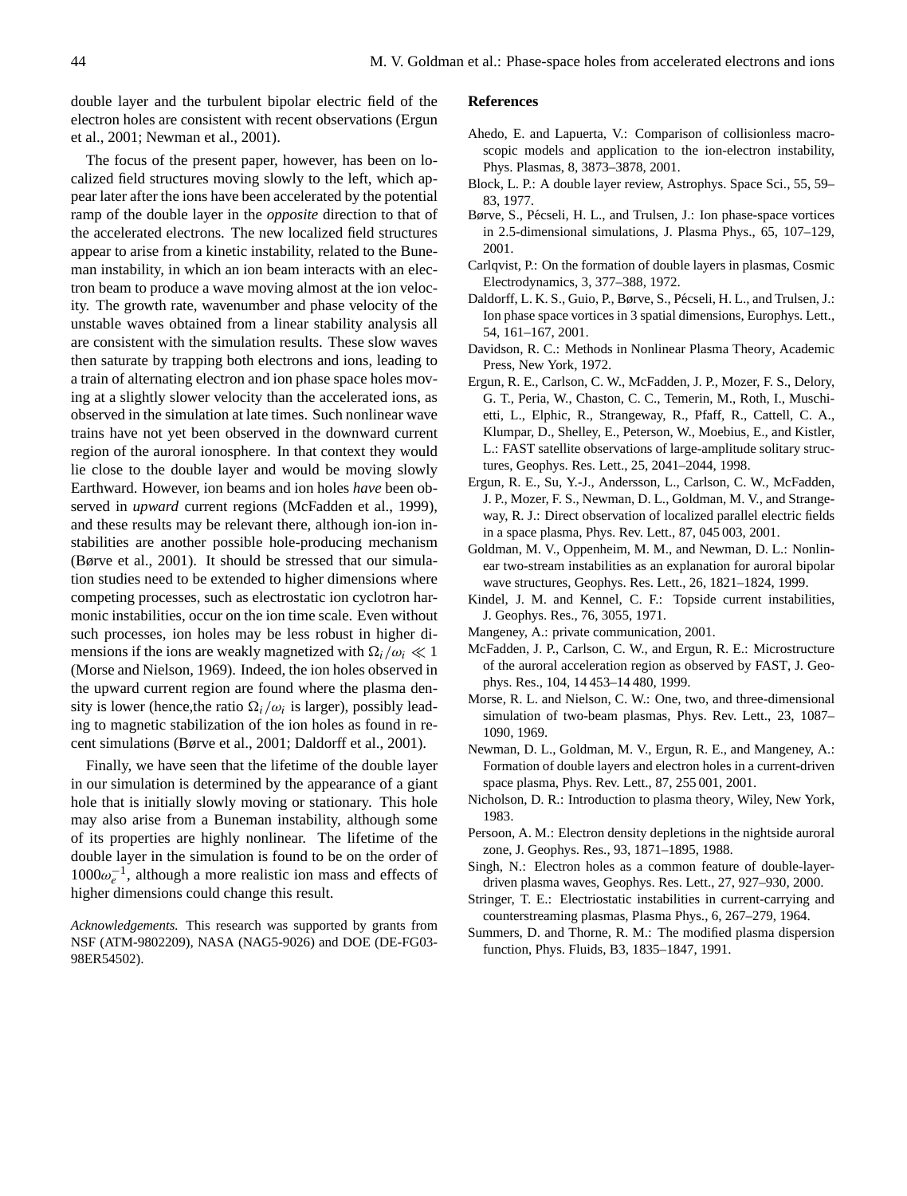double layer and the turbulent bipolar electric field of the electron holes are consistent with recent observations (Ergun et al., 2001; Newman et al., 2001).

The focus of the present paper, however, has been on localized field structures moving slowly to the left, which appear later after the ions have been accelerated by the potential ramp of the double layer in the *opposite* direction to that of the accelerated electrons. The new localized field structures appear to arise from a kinetic instability, related to the Buneman instability, in which an ion beam interacts with an electron beam to produce a wave moving almost at the ion velocity. The growth rate, wavenumber and phase velocity of the unstable waves obtained from a linear stability analysis all are consistent with the simulation results. These slow waves then saturate by trapping both electrons and ions, leading to a train of alternating electron and ion phase space holes moving at a slightly slower velocity than the accelerated ions, as observed in the simulation at late times. Such nonlinear wave trains have not yet been observed in the downward current region of the auroral ionosphere. In that context they would lie close to the double layer and would be moving slowly Earthward. However, ion beams and ion holes *have* been observed in *upward* current regions (McFadden et al., 1999), and these results may be relevant there, although ion-ion instabilities are another possible hole-producing mechanism (Børve et al., 2001). It should be stressed that our simulation studies need to be extended to higher dimensions where competing processes, such as electrostatic ion cyclotron harmonic instabilities, occur on the ion time scale. Even without such processes, ion holes may be less robust in higher dimensions if the ions are weakly magnetized with $\Omega_i/\omega_i \ll 1$ (Morse and Nielson, 1969). Indeed, the ion holes observed in the upward current region are found where the plasma density is lower (hence,the ratio $\Omega_i/\omega_i$ is larger), possibly leading to magnetic stabilization of the ion holes as found in recent simulations (Børve et al., 2001; Daldorff et al., 2001).

Finally, we have seen that the lifetime of the double layer in our simulation is determined by the appearance of a giant hole that is initially slowly moving or stationary. This hole may also arise from a Buneman instability, although some of its properties are highly nonlinear. The lifetime of the double layer in the simulation is found to be on the order of $1000\omega_e^{-1}$, although a more realistic ion mass and effects of higher dimensions could change this result.

*Acknowledgements.* This research was supported by grants from NSF (ATM-9802209), NASA (NAG5-9026) and DOE (DE-FG03-98ER54502).

## References

Ahedo, E. and Lapuerta, V.: Comparison of collisionless macroscopic models and application to the ion-electron instability, Phys. Plasmas, 8, 3873–3878, 2001.

Block, L. P.: A double layer review, Astrophys. Space Sci., 55, 59–83, 1977.

Børve, S., Pécseli, H. L., and Trulsen, J.: Ion phase-space vortices in 2.5-dimensional simulations, J. Plasma Phys., 65, 107–129, 2001.

Carlqvist, P.: On the formation of double layers in plasmas, Cosmic Electrodynamics, 3, 377–388, 1972.

Daldorff, L. K. S., Guio, P., Børve, S., Pécseli, H. L., and Trulsen, J.: Ion phase space vortices in 3 spatial dimensions, Europhys. Lett., 54, 161–167, 2001.

Davidson, R. C.: Methods in Nonlinear Plasma Theory, Academic Press, New York, 1972.

Ergun, R. E., Carlson, C. W., McFadden, J. P., Mozer, F. S., Delory, G. T., Peria, W., Chaston, C. C., Temerin, M., Roth, I., Muschietti, L., Elphic, R., Strangeway, R., Pfaff, R., Cattell, C. A., Klumpar, D., Shelley, E., Peterson, W., Moebius, E., and Kistler, L.: FAST satellite observations of large-amplitude solitary structures, Geophys. Res. Lett., 25, 2041–2044, 1998.

Ergun, R. E., Su, Y.-J., Andersson, L., Carlson, C. W., McFadden, J. P., Mozer, F. S., Newman, D. L., Goldman, M. V., and Strangeway, R. J.: Direct observation of localized parallel electric fields in a space plasma, Phys. Rev. Lett., 87, 045 003, 2001.

Goldman, M. V., Oppenheim, M. M., and Newman, D. L.: Nonlinear two-stream instabilities as an explanation for auroral bipolar wave structures, Geophys. Res. Lett., 26, 1821–1824, 1999.

Kindel, J. M. and Kennel, C. F.: Topside current instabilities, J. Geophys. Res., 76, 3055, 1971.

Mangeney, A.: private communication, 2001.

McFadden, J. P., Carlson, C. W., and Ergun, R. E.: Microstructure of the auroral acceleration region as observed by FAST, J. Geophys. Res., 104, 14 453–14 480, 1999.

Morse, R. L. and Nielson, C. W.: One, two, and three-dimensional simulation of two-beam plasmas, Phys. Rev. Lett., 23, 1087–1090, 1969.

Newman, D. L., Goldman, M. V., Ergun, R. E., and Mangeney, A.: Formation of double layers and electron holes in a current-driven space plasma, Phys. Rev. Lett., 87, 255 001, 2001.

Nicholson, D. R.: Introduction to plasma theory, Wiley, New York, 1983.

Persoon, A. M.: Electron density depletions in the nightside auroral zone, J. Geophys. Res., 93, 1871–1895, 1988.

Singh, N.: Electron holes as a common feature of double-layer-driven plasma waves, Geophys. Res. Lett., 27, 927–930, 2000.

Stringer, T. E.: Electriostatic instabilities in current-carrying and counterstreaming plasmas, Plasma Phys., 6, 267–279, 1964.

Summers, D. and Thorne, R. M.: The modified plasma dispersion function, Phys. Fluids, B3, 1835–1847, 1991.